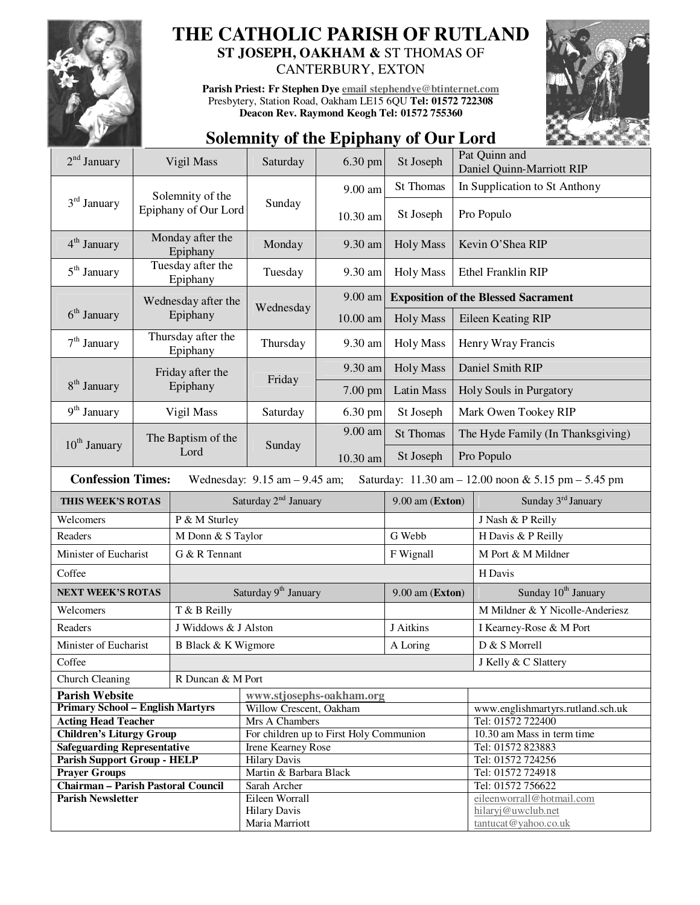# THE CATHOLIC PARISH OF RUTLAND

**ST JOSEPH, OAKHAM &** ST THOMAS OF CANTERBURY, EXTON

**Parish Priest: Fr Stephen Dye** email stephendye@btinternet.com
Presbytery, Station Road, Oakham LE15 6QU **Tel: 01572 722308**
**Deacon Rev. Raymond Keogh Tel: 01572 755360**

## Solemnity of the Epiphany of Our Lord

| Date | Celebration | Day | Time | Location | Intention |
|---|---|---|---|---|---|
| 2nd January | Vigil Mass | Saturday | 6.30 pm | St Joseph | Pat Quinn and Daniel Quinn-Marriott RIP |
| 3rd January | Solemnity of the Epiphany of Our Lord | Sunday | 9.00 am | St Thomas | In Supplication to St Anthony |
| | | | 10.30 am | St Joseph | Pro Populo |
| 4th January | Monday after the Epiphany | Monday | 9.30 am | Holy Mass | Kevin O'Shea RIP |
| 5th January | Tuesday after the Epiphany | Tuesday | 9.30 am | Holy Mass | Ethel Franklin RIP |
| 6th January | Wednesday after the Epiphany | Wednesday | 9.00 am | **Exposition of the Blessed Sacrament** | |
| | | | 10.00 am | Holy Mass | Eileen Keating RIP |
| 7th January | Thursday after the Epiphany | Thursday | 9.30 am | Holy Mass | Henry Wray Francis |
| 8th January | Friday after the Epiphany | Friday | 9.30 am | Holy Mass | Daniel Smith RIP |
| | | | 7.00 pm | Latin Mass | Holy Souls in Purgatory |
| 9th January | Vigil Mass | Saturday | 6.30 pm | St Joseph | Mark Owen Tookey RIP |
| 10th January | The Baptism of the Lord | Sunday | 9.00 am | St Thomas | The Hyde Family (In Thanksgiving) |
| | | | 10.30 am | St Joseph | Pro Populo |

**Confession Times:** Wednesday: 9.15 am – 9.45 am; Saturday: 11.30 am – 12.00 noon & 5.15 pm – 5.45 pm

| **THIS WEEK'S ROTAS** | Saturday 2nd January | 9.00 am (**Exton**) | Sunday 3rd January |
|---|---|---|---|
| Welcomers | P & M Sturley | | J Nash & P Reilly |
| Readers | M Donn & S Taylor | G Webb | H Davis & P Reilly |
| Minister of Eucharist | G & R Tennant | F Wignall | M Port & M Mildner |
| Coffee | | | H Davis |
| **NEXT WEEK'S ROTAS** | Saturday 9th January | 9.00 am (**Exton**) | Sunday 10th January |
| Welcomers | T & B Reilly | | M Mildner & Y Nicolle-Anderiesz |
| Readers | J Widdows & J Alston | J Aitkins | I Kearney-Rose & M Port |
| Minister of Eucharist | B Black & K Wigmore | A Loring | D & S Morrell |
| Coffee | | | J Kelly & C Slattery |
| Church Cleaning | R Duncan & M Port | | |

| | | |
|---|---|---|
| **Parish Website** | www.stjosephs-oakham.org | |
| **Primary School – English Martyrs** | Willow Crescent, Oakham | www.englishmartyrs.rutland.sch.uk |
| **Acting Head Teacher** | Mrs A Chambers | Tel: 01572 722400 |
| **Children's Liturgy Group** | For children up to First Holy Communion | 10.30 am Mass in term time |
| **Safeguarding Representative** | Irene Kearney Rose | Tel: 01572 823883 |
| **Parish Support Group - HELP** | Hilary Davis | Tel: 01572 724256 |
| **Prayer Groups** | Martin & Barbara Black | Tel: 01572 724918 |
| **Chairman – Parish Pastoral Council** | Sarah Archer | Tel: 01572 756622 |
| **Parish Newsletter** | Eileen Worrall<br>Hilary Davis<br>Maria Marriott | eileenworrall@hotmail.com<br>hilaryj@uwclub.net<br>tantucat@yahoo.co.uk |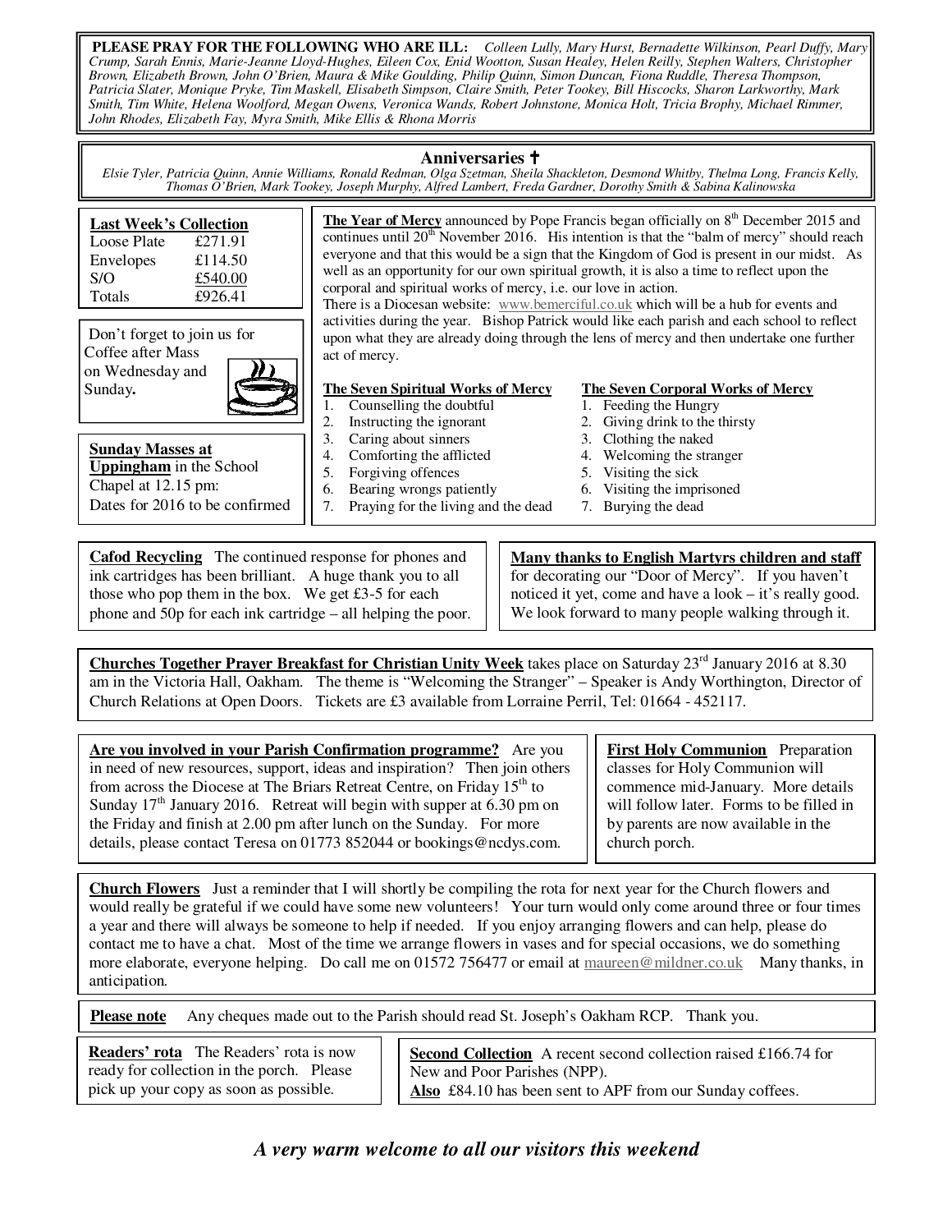**PLEASE PRAY FOR THE FOLLOWING WHO ARE ILL:** *Colleen Lully, Mary Hurst, Bernadette Wilkinson, Pearl Duffy, Mary Crump, Sarah Ennis, Marie-Jeanne Lloyd-Hughes, Eileen Cox, Enid Wootton, Susan Healey, Helen Reilly, Stephen Walters, Christopher Brown, Elizabeth Brown, John O'Brien, Maura & Mike Goulding, Philip Quinn, Simon Duncan, Fiona Ruddle, Theresa Thompson, Patricia Slater, Monique Pryke, Tim Maskell, Elisabeth Simpson, Claire Smith, Peter Tookey, Bill Hiscocks, Sharon Larkworthy, Mark Smith, Tim White, Helena Woolford, Megan Owens, Veronica Wands, Robert Johnstone, Monica Holt, Tricia Brophy, Michael Rimmer, John Rhodes, Elizabeth Fay, Myra Smith, Mike Ellis & Rhona Morris*

**Anniversaries ✝**

*Elsie Tyler, Patricia Quinn, Annie Williams, Ronald Redman, Olga Szetman, Sheila Shackleton, Desmond Whitby, Thelma Long, Francis Kelly, Thomas O'Brien, Mark Tookey, Joseph Murphy, Alfred Lambert, Freda Gardner, Dorothy Smith & Sabina Kalinowska*

**Last Week's Collection**

| | |
|---|---|
| Loose Plate | £271.91 |
| Envelopes | £114.50 |
| S/O | £540.00 |
| Totals | £926.41 |

Don't forget to join us for Coffee after Mass on Wednesday and Sunday**.**

**Sunday Masses at Uppingham** in the School Chapel at 12.15 pm: Dates for 2016 to be confirmed

**The Year of Mercy** announced by Pope Francis began officially on 8th December 2015 and continues until 20th November 2016. His intention is that the "balm of mercy" should reach everyone and that this would be a sign that the Kingdom of God is present in our midst. As well as an opportunity for our own spiritual growth, it is also a time to reflect upon the corporal and spiritual works of mercy, i.e. our love in action.
There is a Diocesan website: www.bemerciful.co.uk which will be a hub for events and activities during the year. Bishop Patrick would like each parish and each school to reflect upon what they are already doing through the lens of mercy and then undertake one further act of mercy.

**The Seven Spiritual Works of Mercy**

1. Counselling the doubtful
2. Instructing the ignorant
3. Caring about sinners
4. Comforting the afflicted
5. Forgiving offences
6. Bearing wrongs patiently
7. Praying for the living and the dead

**The Seven Corporal Works of Mercy**

1. Feeding the Hungry
2. Giving drink to the thirsty
3. Clothing the naked
4. Welcoming the stranger
5. Visiting the sick
6. Visiting the imprisoned
7. Burying the dead

**Cafod Recycling** The continued response for phones and ink cartridges has been brilliant. A huge thank you to all those who pop them in the box. We get £3-5 for each phone and 50p for each ink cartridge – all helping the poor.

**Many thanks to English Martyrs children and staff** for decorating our "Door of Mercy". If you haven't noticed it yet, come and have a look – it's really good. We look forward to many people walking through it.

**Churches Together Prayer Breakfast for Christian Unity Week** takes place on Saturday 23rd January 2016 at 8.30 am in the Victoria Hall, Oakham. The theme is "Welcoming the Stranger" – Speaker is Andy Worthington, Director of Church Relations at Open Doors. Tickets are £3 available from Lorraine Perril, Tel: 01664 - 452117.

**Are you involved in your Parish Confirmation programme?** Are you in need of new resources, support, ideas and inspiration? Then join others from across the Diocese at The Briars Retreat Centre, on Friday 15th to Sunday 17th January 2016. Retreat will begin with supper at 6.30 pm on the Friday and finish at 2.00 pm after lunch on the Sunday. For more details, please contact Teresa on 01773 852044 or bookings@ncdys.com.

**First Holy Communion** Preparation classes for Holy Communion will commence mid-January. More details will follow later. Forms to be filled in by parents are now available in the church porch.

**Church Flowers** Just a reminder that I will shortly be compiling the rota for next year for the Church flowers and would really be grateful if we could have some new volunteers! Your turn would only come around three or four times a year and there will always be someone to help if needed. If you enjoy arranging flowers and can help, please do contact me to have a chat. Most of the time we arrange flowers in vases and for special occasions, we do something more elaborate, everyone helping. Do call me on 01572 756477 or email at maureen@mildner.co.uk Many thanks, in anticipation.

**Please note** Any cheques made out to the Parish should read St. Joseph's Oakham RCP. Thank you.

**Readers' rota** The Readers' rota is now ready for collection in the porch. Please pick up your copy as soon as possible.

**Second Collection** A recent second collection raised £166.74 for New and Poor Parishes (NPP).
**Also** £84.10 has been sent to APF from our Sunday coffees.

***A very warm welcome to all our visitors this weekend***